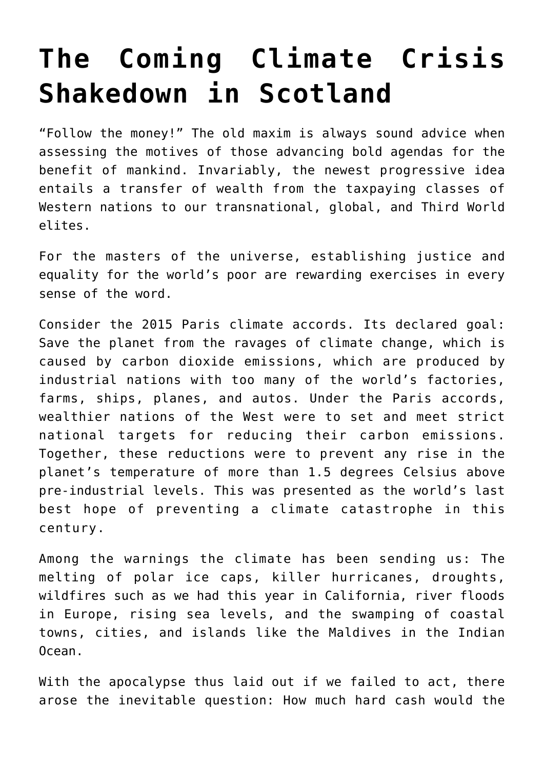# The Coming Climate Crisis Shakedown in Scotland

"Follow the money!" The old maxim is always sound advice when assessing the motives of those advancing bold agendas for the benefit of mankind. Invariably, the newest progressive idea entails a transfer of wealth from the taxpaying classes of Western nations to our transnational, global, and Third World elites.

For the masters of the universe, establishing justice and equality for the world's poor are rewarding exercises in every sense of the word.

Consider the 2015 Paris climate accords. Its declared goal: Save the planet from the ravages of climate change, which is caused by carbon dioxide emissions, which are produced by industrial nations with too many of the world's factories, farms, ships, planes, and autos. Under the Paris accords, wealthier nations of the West were to set and meet strict national targets for reducing their carbon emissions. Together, these reductions were to prevent any rise in the planet's temperature of more than 1.5 degrees Celsius above pre-industrial levels. This was presented as the world's last best hope of preventing a climate catastrophe in this century.

Among the warnings the climate has been sending us: The melting of polar ice caps, killer hurricanes, droughts, wildfires such as we had this year in California, river floods in Europe, rising sea levels, and the swamping of coastal towns, cities, and islands like the Maldives in the Indian Ocean.

With the apocalypse thus laid out if we failed to act, there arose the inevitable question: How much hard cash would the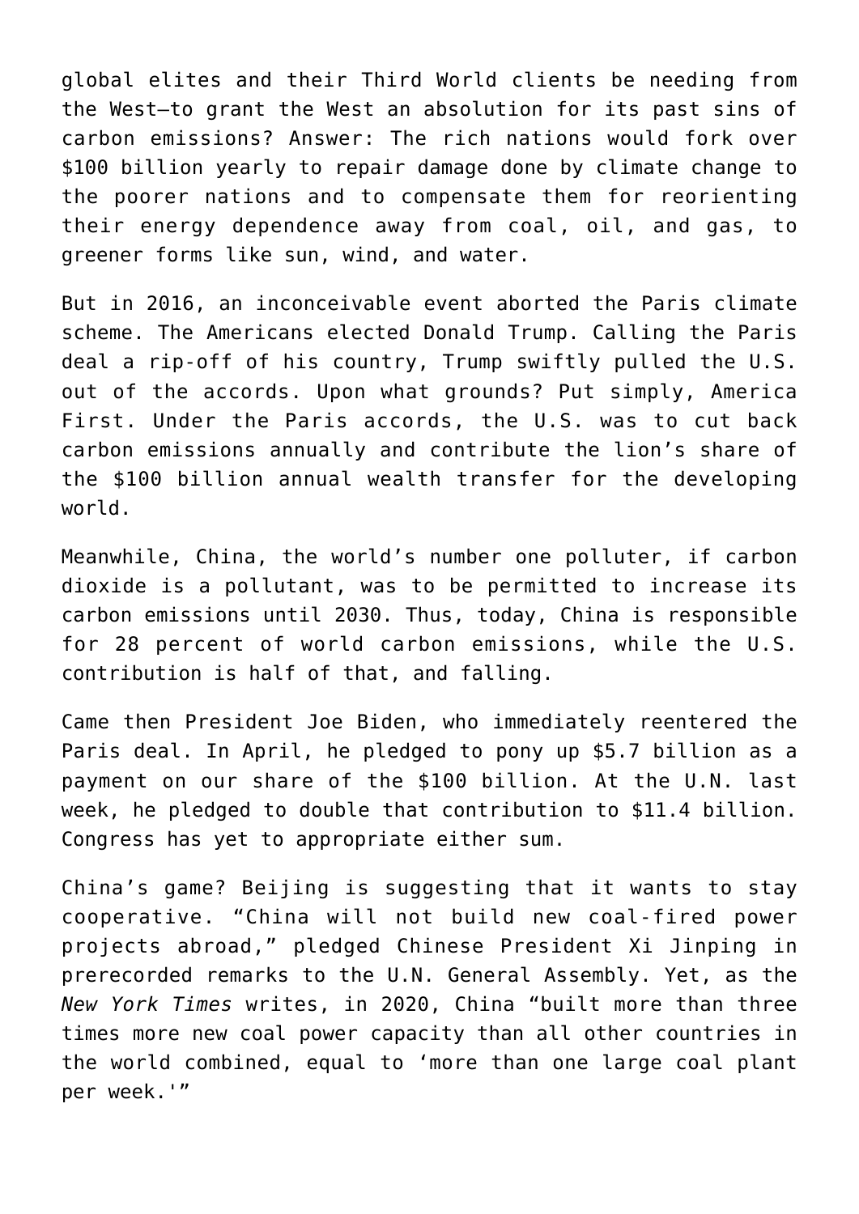global elites and their Third World clients be needing from the West—to grant the West an absolution for its past sins of carbon emissions? Answer: The rich nations would fork over $100 billion yearly to repair damage done by climate change to the poorer nations and to compensate them for reorienting their energy dependence away from coal, oil, and gas, to greener forms like sun, wind, and water.

But in 2016, an inconceivable event aborted the Paris climate scheme. The Americans elected Donald Trump. Calling the Paris deal a rip-off of his country, Trump swiftly pulled the U.S. out of the accords. Upon what grounds? Put simply, America First. Under the Paris accords, the U.S. was to cut back carbon emissions annually and contribute the lion's share of the $100 billion annual wealth transfer for the developing world.

Meanwhile, China, the world's number one polluter, if carbon dioxide is a pollutant, was to be permitted to increase its carbon emissions until 2030. Thus, today, China is responsible for 28 percent of world carbon emissions, while the U.S. contribution is half of that, and falling.

Came then President Joe Biden, who immediately reentered the Paris deal. In April, he pledged to pony up $5.7 billion as a payment on our share of the $100 billion. At the U.N. last week, he pledged to double that contribution to $11.4 billion. Congress has yet to appropriate either sum.

China's game? Beijing is suggesting that it wants to stay cooperative. "China will not build new coal-fired power projects abroad," pledged Chinese President Xi Jinping in prerecorded remarks to the U.N. General Assembly. Yet, as the *New York Times* writes, in 2020, China "built more than three times more new coal power capacity than all other countries in the world combined, equal to 'more than one large coal plant per week.'"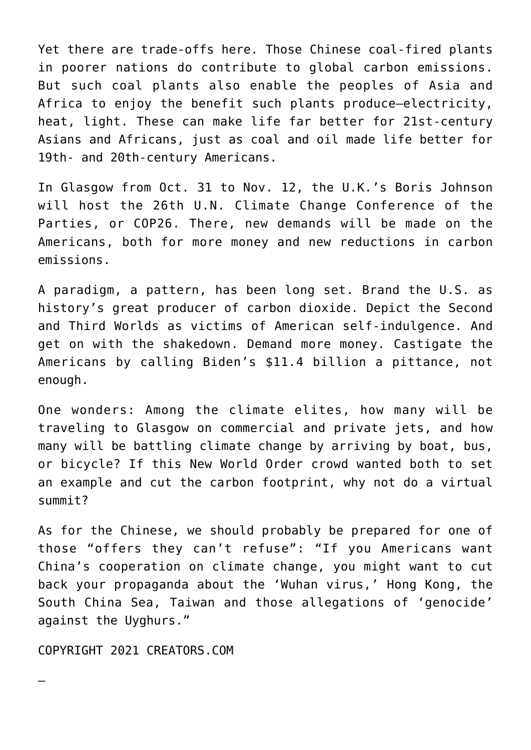Yet there are trade-offs here. Those Chinese coal-fired plants in poorer nations do contribute to global carbon emissions. But such coal plants also enable the peoples of Asia and Africa to enjoy the benefit such plants produce—electricity, heat, light. These can make life far better for 21st-century Asians and Africans, just as coal and oil made life better for 19th- and 20th-century Americans.

In Glasgow from Oct. 31 to Nov. 12, the U.K.'s Boris Johnson will host the 26th U.N. Climate Change Conference of the Parties, or COP26. There, new demands will be made on the Americans, both for more money and new reductions in carbon emissions.

A paradigm, a pattern, has been long set. Brand the U.S. as history's great producer of carbon dioxide. Depict the Second and Third Worlds as victims of American self-indulgence. And get on with the shakedown. Demand more money. Castigate the Americans by calling Biden's $11.4 billion a pittance, not enough.

One wonders: Among the climate elites, how many will be traveling to Glasgow on commercial and private jets, and how many will be battling climate change by arriving by boat, bus, or bicycle? If this New World Order crowd wanted both to set an example and cut the carbon footprint, why not do a virtual summit?

As for the Chinese, we should probably be prepared for one of those "offers they can't refuse": "If you Americans want China's cooperation on climate change, you might want to cut back your propaganda about the 'Wuhan virus,' Hong Kong, the South China Sea, Taiwan and those allegations of 'genocide' against the Uyghurs."

COPYRIGHT 2021 CREATORS.COM

—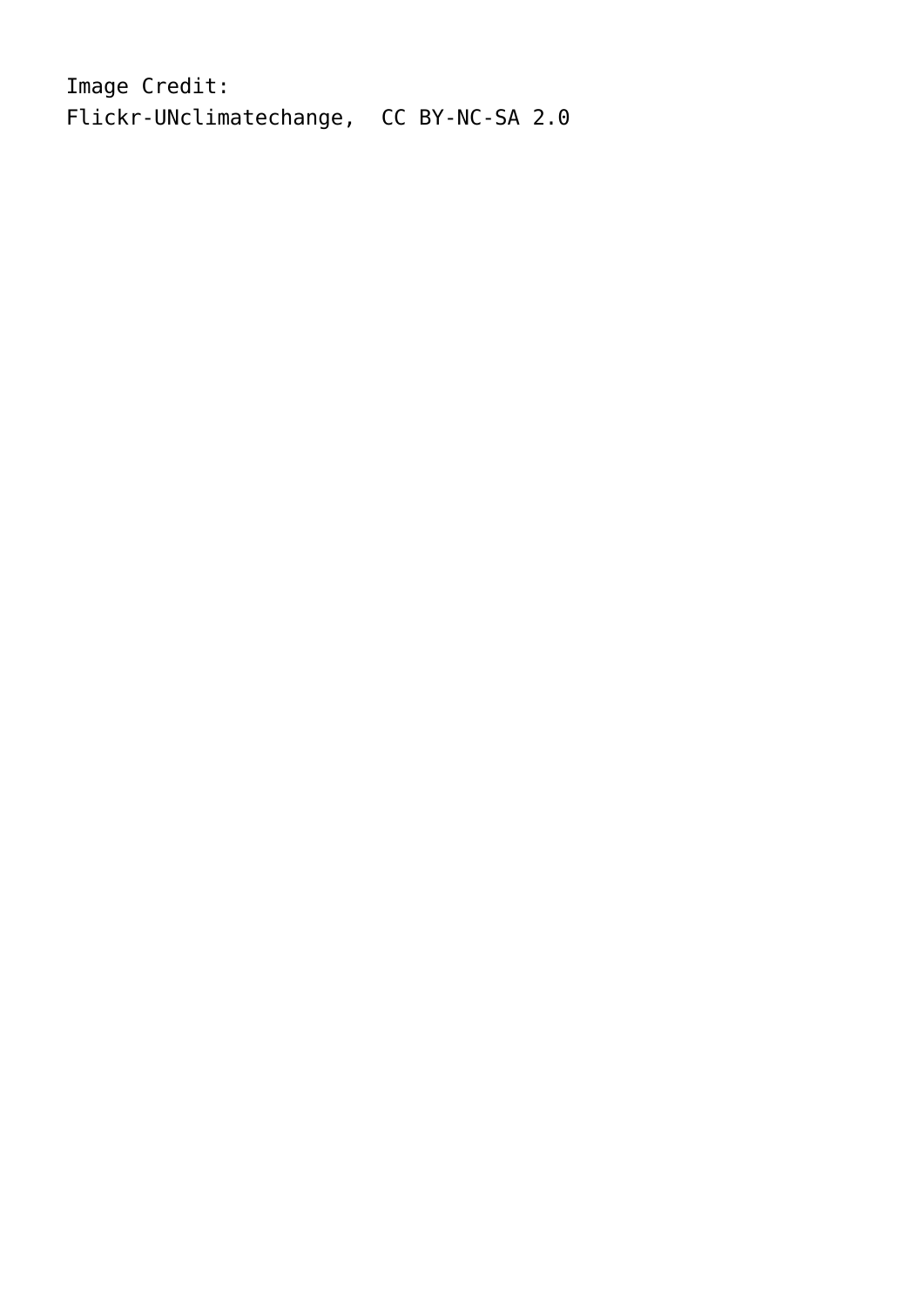Image Credit:
Flickr-UNclimatechange,  CC BY-NC-SA 2.0